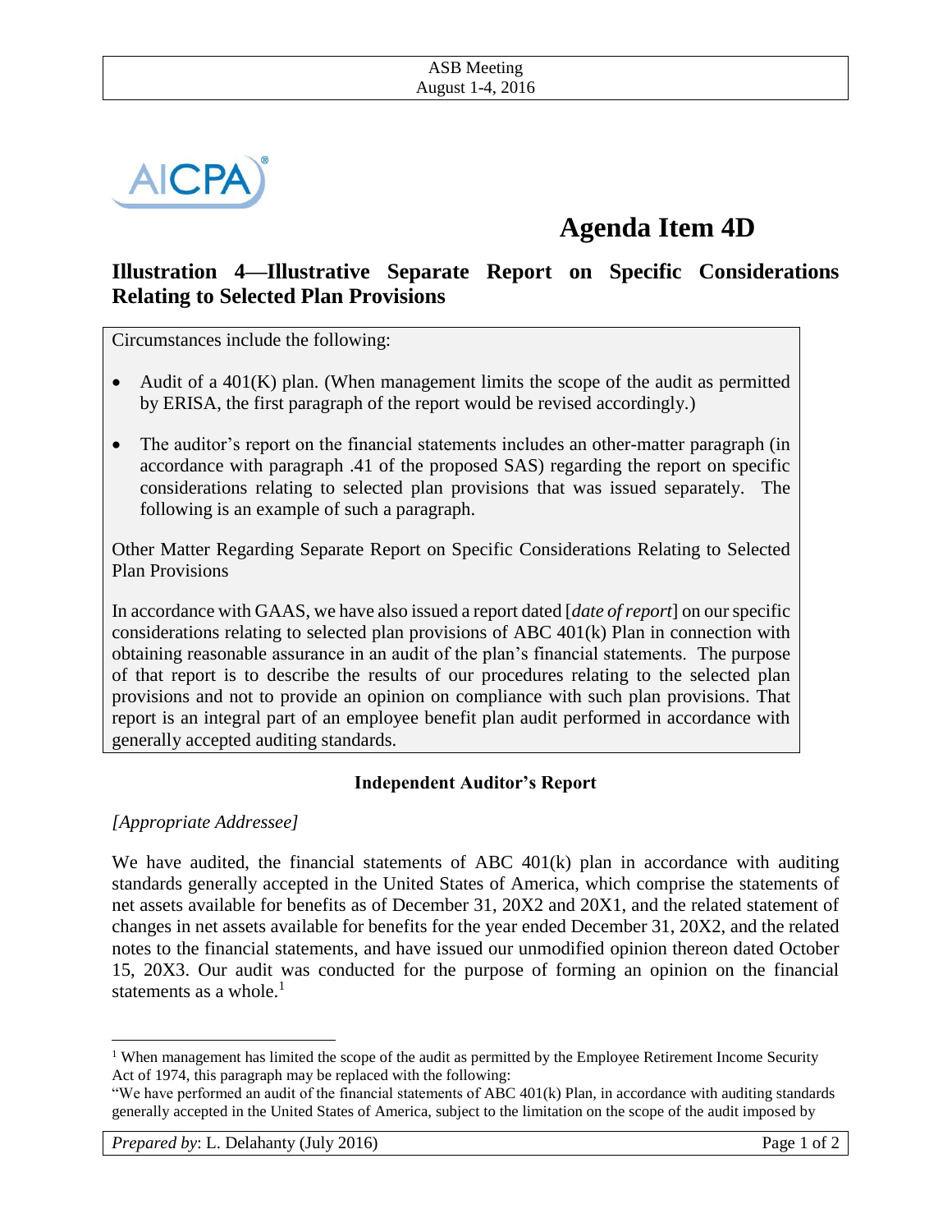# Agenda Item 4D

## Illustration 4—Illustrative Separate Report on Specific Considerations Relating to Selected Plan Provisions

Circumstances include the following:

- Audit of a 401(K) plan. (When management limits the scope of the audit as permitted by ERISA, the first paragraph of the report would be revised accordingly.)
- The auditor's report on the financial statements includes an other-matter paragraph (in accordance with paragraph .41 of the proposed SAS) regarding the report on specific considerations relating to selected plan provisions that was issued separately. The following is an example of such a paragraph.

Other Matter Regarding Separate Report on Specific Considerations Relating to Selected Plan Provisions

In accordance with GAAS, we have also issued a report dated [*date of report*] on our specific considerations relating to selected plan provisions of ABC 401(k) Plan in connection with obtaining reasonable assurance in an audit of the plan's financial statements. The purpose of that report is to describe the results of our procedures relating to the selected plan provisions and not to provide an opinion on compliance with such plan provisions. That report is an integral part of an employee benefit plan audit performed in accordance with generally accepted auditing standards.

**Independent Auditor's Report**

*[Appropriate Addressee]*

We have audited, the financial statements of ABC 401(k) plan in accordance with auditing standards generally accepted in the United States of America, which comprise the statements of net assets available for benefits as of December 31, 20X2 and 20X1, and the related statement of changes in net assets available for benefits for the year ended December 31, 20X2, and the related notes to the financial statements, and have issued our unmodified opinion thereon dated October 15, 20X3. Our audit was conducted for the purpose of forming an opinion on the financial statements as a whole.[1]

[1] When management has limited the scope of the audit as permitted by the Employee Retirement Income Security Act of 1974, this paragraph may be replaced with the following:

"We have performed an audit of the financial statements of ABC 401(k) Plan, in accordance with auditing standards generally accepted in the United States of America, subject to the limitation on the scope of the audit imposed by

*Prepared by*: L. Delahanty (July 2016)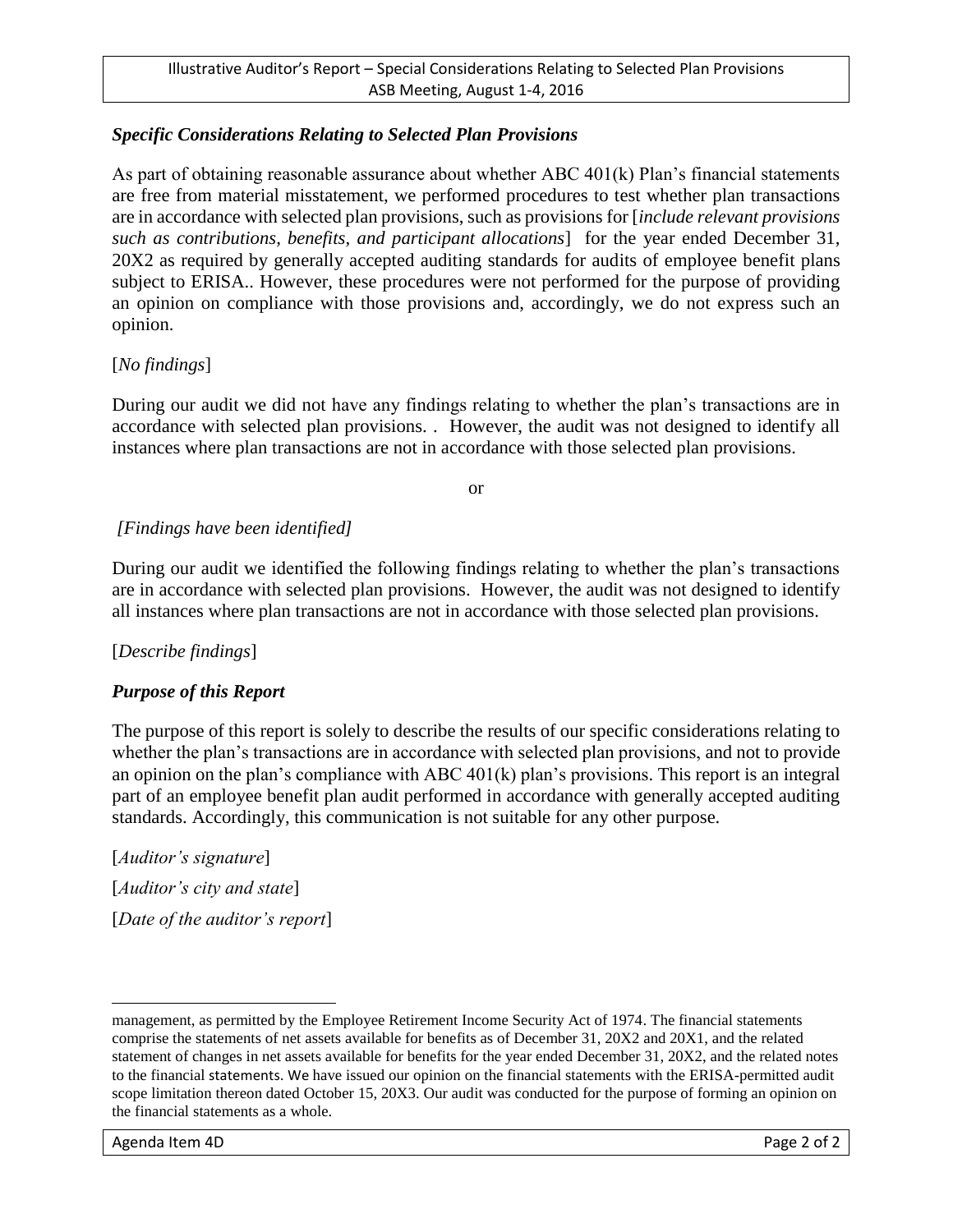### *Specific Considerations Relating to Selected Plan Provisions*

As part of obtaining reasonable assurance about whether ABC 401(k) Plan's financial statements are free from material misstatement, we performed procedures to test whether plan transactions are in accordance with selected plan provisions, such as provisions for [*include relevant provisions such as contributions, benefits, and participant allocations*] for the year ended December 31, 20X2 as required by generally accepted auditing standards for audits of employee benefit plans subject to ERISA.. However, these procedures were not performed for the purpose of providing an opinion on compliance with those provisions and, accordingly, we do not express such an opinion.

[*No findings*]

During our audit we did not have any findings relating to whether the plan's transactions are in accordance with selected plan provisions. . However, the audit was not designed to identify all instances where plan transactions are not in accordance with those selected plan provisions.

or

*[Findings have been identified]*

During our audit we identified the following findings relating to whether the plan's transactions are in accordance with selected plan provisions. However, the audit was not designed to identify all instances where plan transactions are not in accordance with those selected plan provisions.

[*Describe findings*]

### *Purpose of this Report*

The purpose of this report is solely to describe the results of our specific considerations relating to whether the plan's transactions are in accordance with selected plan provisions, and not to provide an opinion on the plan's compliance with ABC 401(k) plan's provisions. This report is an integral part of an employee benefit plan audit performed in accordance with generally accepted auditing standards. Accordingly, this communication is not suitable for any other purpose.

[*Auditor's signature*]

[*Auditor's city and state*]

[*Date of the auditor's report*]

---

management, as permitted by the Employee Retirement Income Security Act of 1974. The financial statements comprise the statements of net assets available for benefits as of December 31, 20X2 and 20X1, and the related statement of changes in net assets available for benefits for the year ended December 31, 20X2, and the related notes to the financial statements. We have issued our opinion on the financial statements with the ERISA-permitted audit scope limitation thereon dated October 15, 20X3. Our audit was conducted for the purpose of forming an opinion on the financial statements as a whole.